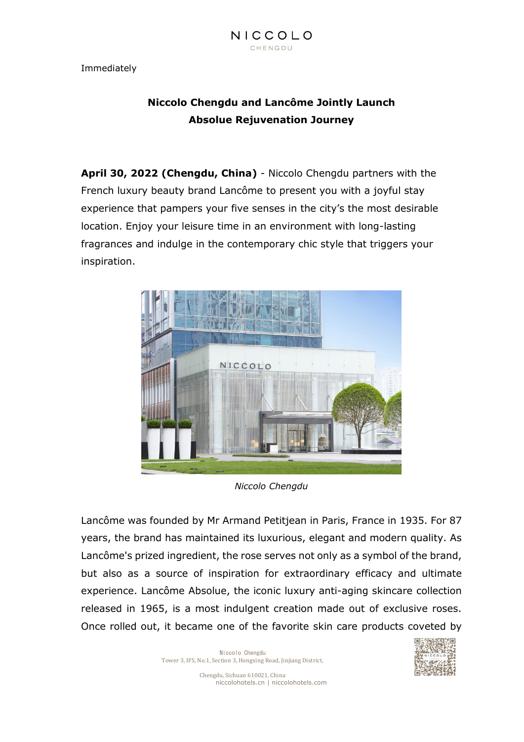Immediately

**Niccolo Chengdu and Lancôme Jointly Launch Absolue Rejuvenation Journey**

**April 30, 2022 (Chengdu, China)** - Niccolo Chengdu partners with the French luxury beauty brand Lancôme to present you with a joyful stay experience that pampers your five senses in the city's the most desirable location. Enjoy your leisure time in an environment with long-lasting fragrances and indulge in the contemporary chic style that triggers your inspiration.

*Niccolo Chengdu*

Lancôme was founded by Mr Armand Petitjean in Paris, France in 1935. For 87 years, the brand has maintained its luxurious, elegant and modern quality. As Lancôme's prized ingredient, the rose serves not only as a symbol of the brand, but also as a source of inspiration for extraordinary efficacy and ultimate experience. Lancôme Absolue, the iconic luxury anti-aging skincare collection released in 1965, is a most indulgent creation made out of exclusive roses. Once rolled out, it became one of the favorite skin care products coveted by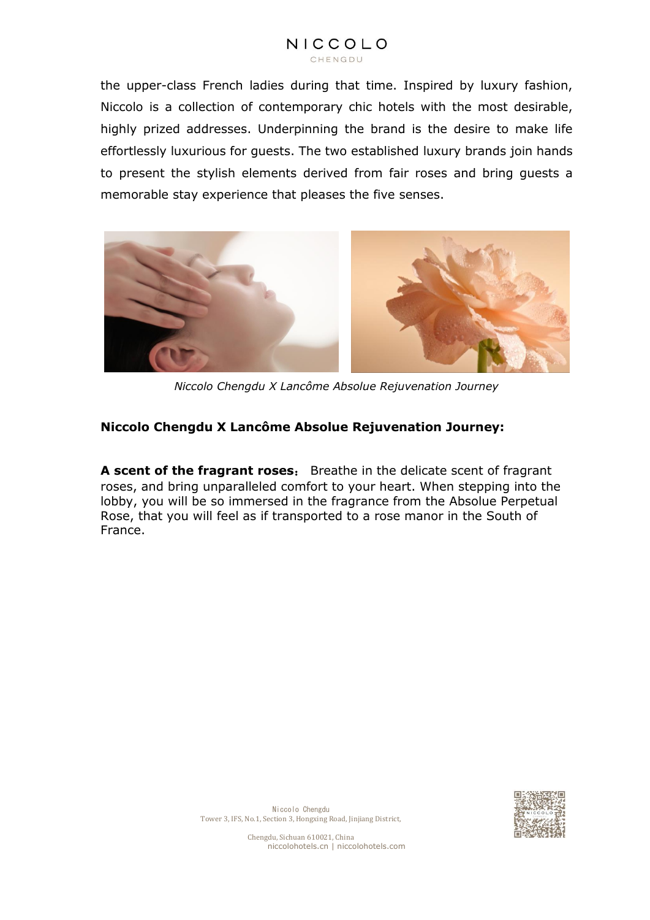the upper-class French ladies during that time. Inspired by luxury fashion, Niccolo is a collection of contemporary chic hotels with the most desirable, highly prized addresses. Underpinning the brand is the desire to make life effortlessly luxurious for guests. The two established luxury brands join hands to present the stylish elements derived from fair roses and bring guests a memorable stay experience that pleases the five senses.

*Niccolo Chengdu X Lancôme Absolue Rejuvenation Journey*

**Niccolo Chengdu X Lancôme Absolue Rejuvenation Journey:**

**A scent of the fragrant roses**： Breathe in the delicate scent of fragrant roses, and bring unparalleled comfort to your heart. When stepping into the lobby, you will be so immersed in the fragrance from the Absolue Perpetual Rose, that you will feel as if transported to a rose manor in the South of France.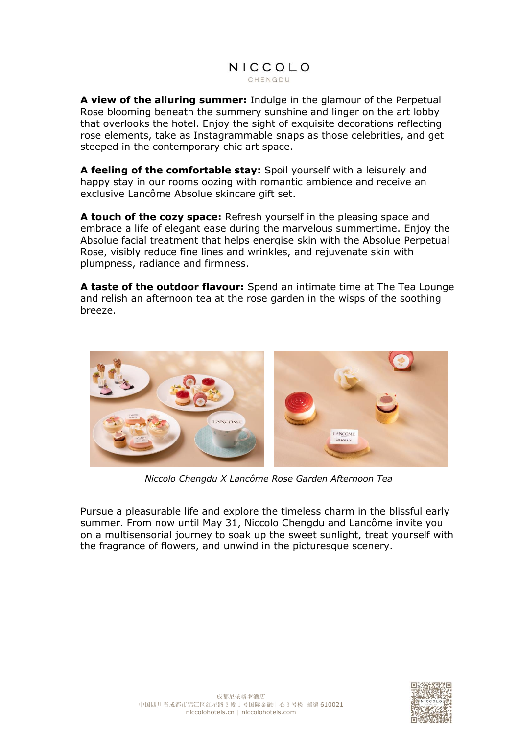**A view of the alluring summer:** Indulge in the glamour of the Perpetual Rose blooming beneath the summery sunshine and linger on the art lobby that overlooks the hotel. Enjoy the sight of exquisite decorations reflecting rose elements, take as Instagrammable snaps as those celebrities, and get steeped in the contemporary chic art space.

**A feeling of the comfortable stay:** Spoil yourself with a leisurely and happy stay in our rooms oozing with romantic ambience and receive an exclusive Lancôme Absolue skincare gift set.

**A touch of the cozy space:** Refresh yourself in the pleasing space and embrace a life of elegant ease during the marvelous summertime. Enjoy the Absolue facial treatment that helps energise skin with the Absolue Perpetual Rose, visibly reduce fine lines and wrinkles, and rejuvenate skin with plumpness, radiance and firmness.

**A taste of the outdoor flavour:** Spend an intimate time at The Tea Lounge and relish an afternoon tea at the rose garden in the wisps of the soothing breeze.

*Niccolo Chengdu X Lancôme Rose Garden Afternoon Tea*

Pursue a pleasurable life and explore the timeless charm in the blissful early summer. From now until May 31, Niccolo Chengdu and Lancôme invite you on a multisensorial journey to soak up the sweet sunlight, treat yourself with the fragrance of flowers, and unwind in the picturesque scenery.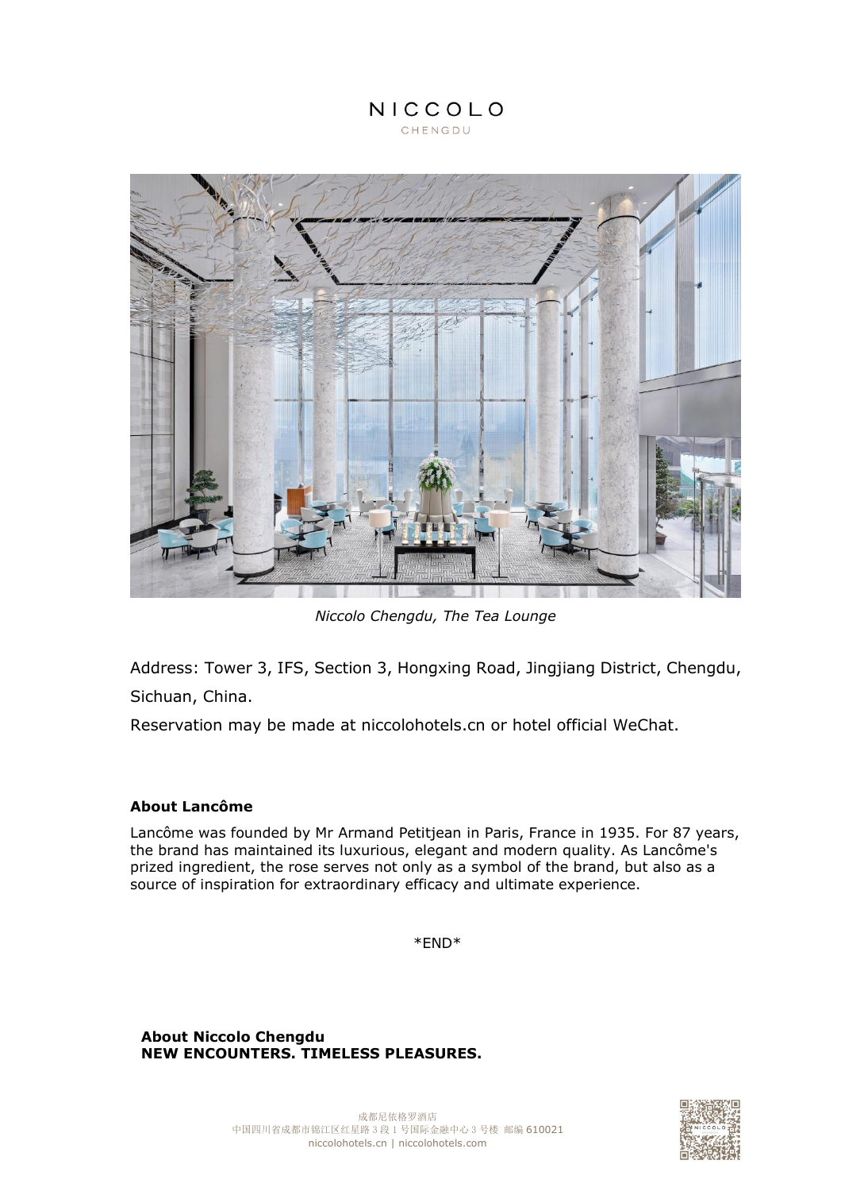*Niccolo Chengdu, The Tea Lounge*

Address: Tower 3, IFS, Section 3, Hongxing Road, Jingjiang District, Chengdu, Sichuan, China.

Reservation may be made at niccolohotels.cn or hotel official WeChat.

**About Lancôme**

Lancôme was founded by Mr Armand Petitjean in Paris, France in 1935. For 87 years, the brand has maintained its luxurious, elegant and modern quality. As Lancôme's prized ingredient, the rose serves not only as a symbol of the brand, but also as a source of inspiration for extraordinary efficacy and ultimate experience.

*END*

**About Niccolo Chengdu**
**NEW ENCOUNTERS. TIMELESS PLEASURES.**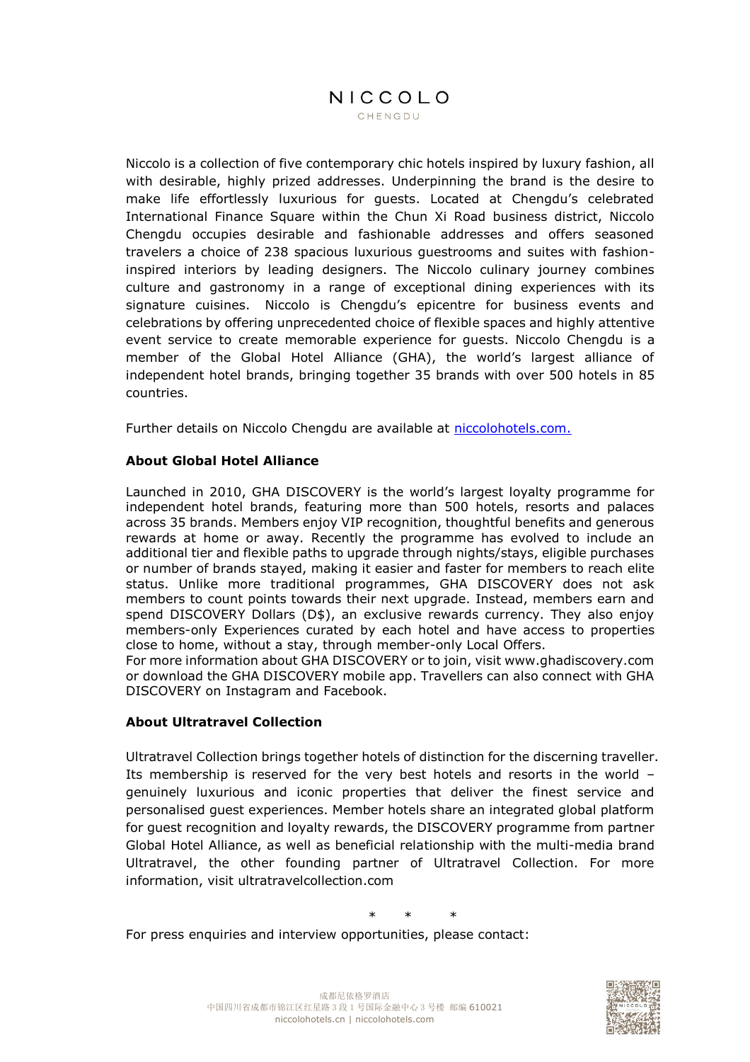NICCOLO
CHENGDU

Niccolo is a collection of five contemporary chic hotels inspired by luxury fashion, all with desirable, highly prized addresses. Underpinning the brand is the desire to make life effortlessly luxurious for guests. Located at Chengdu's celebrated International Finance Square within the Chun Xi Road business district, Niccolo Chengdu occupies desirable and fashionable addresses and offers seasoned travelers a choice of 238 spacious luxurious guestrooms and suites with fashion-inspired interiors by leading designers. The Niccolo culinary journey combines culture and gastronomy in a range of exceptional dining experiences with its signature cuisines. Niccolo is Chengdu's epicentre for business events and celebrations by offering unprecedented choice of flexible spaces and highly attentive event service to create memorable experience for guests. Niccolo Chengdu is a member of the Global Hotel Alliance (GHA), the world's largest alliance of independent hotel brands, bringing together 35 brands with over 500 hotels in 85 countries.

Further details on Niccolo Chengdu are available at [niccolohotels.com.](niccolohotels.com)

**About Global Hotel Alliance**

Launched in 2010, GHA DISCOVERY is the world's largest loyalty programme for independent hotel brands, featuring more than 500 hotels, resorts and palaces across 35 brands. Members enjoy VIP recognition, thoughtful benefits and generous rewards at home or away. Recently the programme has evolved to include an additional tier and flexible paths to upgrade through nights/stays, eligible purchases or number of brands stayed, making it easier and faster for members to reach elite status. Unlike more traditional programmes, GHA DISCOVERY does not ask members to count points towards their next upgrade. Instead, members earn and spend DISCOVERY Dollars (D$), an exclusive rewards currency. They also enjoy members-only Experiences curated by each hotel and have access to properties close to home, without a stay, through member-only Local Offers.
For more information about GHA DISCOVERY or to join, visit www.ghadiscovery.com or download the GHA DISCOVERY mobile app. Travellers can also connect with GHA DISCOVERY on Instagram and Facebook.

**About Ultratravel Collection**

Ultratravel Collection brings together hotels of distinction for the discerning traveller. Its membership is reserved for the very best hotels and resorts in the world – genuinely luxurious and iconic properties that deliver the finest service and personalised guest experiences. Member hotels share an integrated global platform for guest recognition and loyalty rewards, the DISCOVERY programme from partner Global Hotel Alliance, as well as beneficial relationship with the multi-media brand Ultratravel, the other founding partner of Ultratravel Collection. For more information, visit ultratravelcollection.com

\* \* \*

For press enquiries and interview opportunities, please contact:

成都尼依格罗酒店
中国四川省成都市锦江区红星路3段1号国际金融中心3号楼 邮编 610021
niccolohotels.cn | niccolohotels.com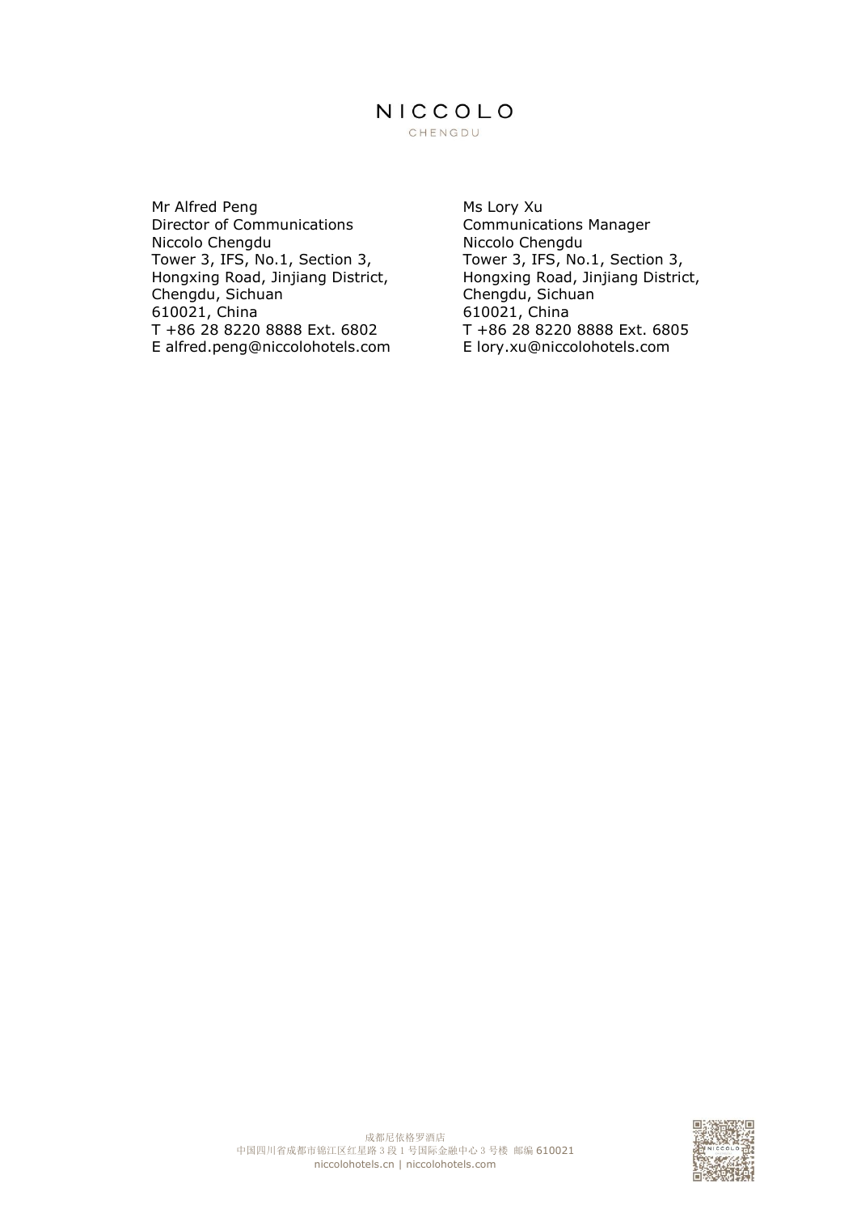NICCOLO

CHENGDU

Mr Alfred Peng
Director of Communications
Niccolo Chengdu
Tower 3, IFS, No.1, Section 3,
Hongxing Road, Jinjiang District,
Chengdu, Sichuan
610021, China
T +86 28 8220 8888 Ext. 6802
E alfred.peng@niccolohotels.com

Ms Lory Xu
Communications Manager
Niccolo Chengdu
Tower 3, IFS, No.1, Section 3,
Hongxing Road, Jinjiang District,
Chengdu, Sichuan
610021, China
T +86 28 8220 8888 Ext. 6805
E lory.xu@niccolohotels.com

成都尼依格罗酒店
中国四川省成都市锦江区红星路 3 段 1 号国际金融中心 3 号楼 邮编 610021
niccolohotels.cn | niccolohotels.com